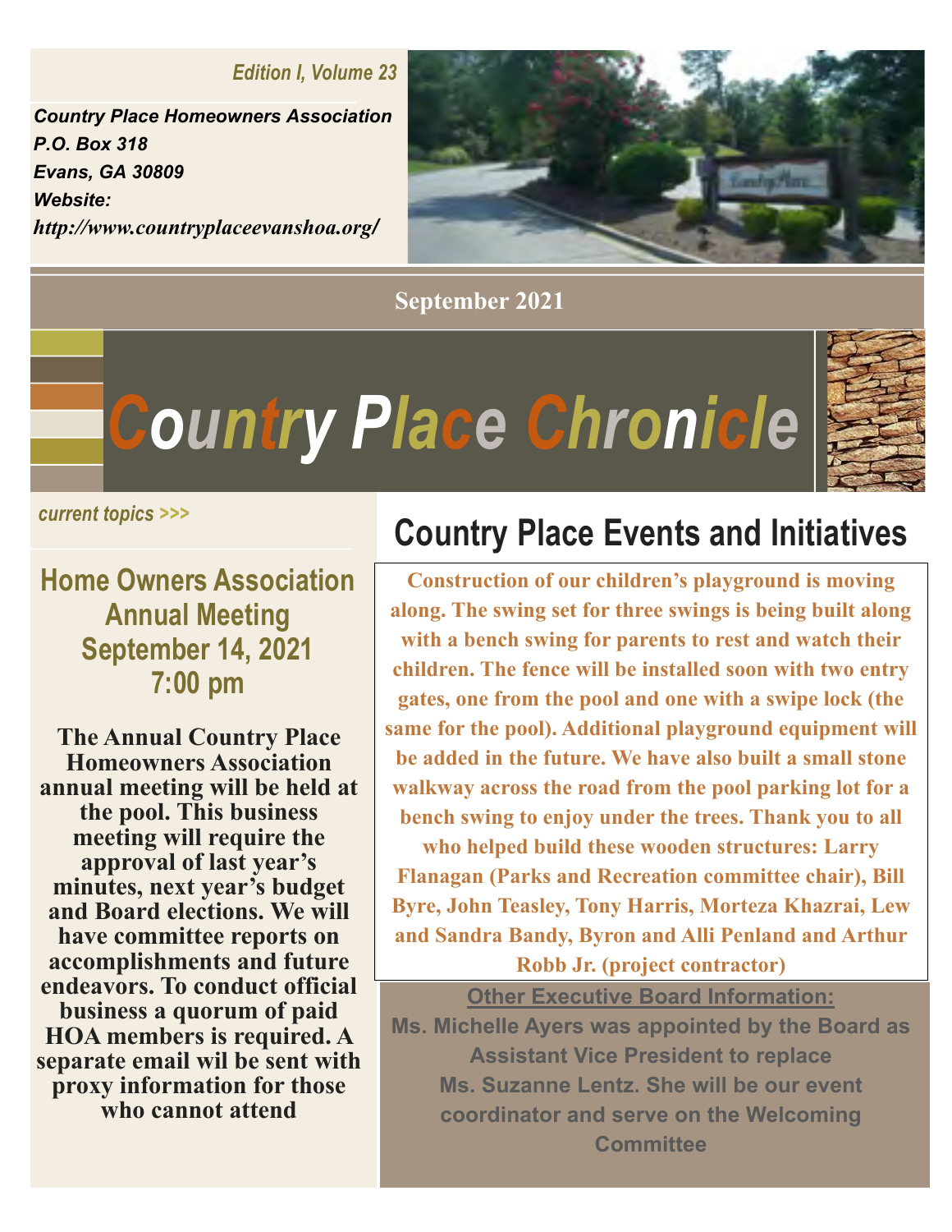*Edition I, Volume 23*

***Country Place Homeowners Association***
***P.O. Box 318***
***Evans, GA 30809***
***Website:***
***http://www.countryplaceevanshoa.org/***

**September 2021**

# *Country Place Chronicle*

*current topics >>>*

## Home Owners Association Annual Meeting September 14, 2021 7:00 pm

**The Annual Country Place Homeowners Association annual meeting will be held at the pool. This business meeting will require the approval of last year's minutes, next year's budget and Board elections. We will have committee reports on accomplishments and future endeavors. To conduct official business a quorum of paid HOA members is required. A separate email wil be sent with proxy information for those who cannot attend**

## Country Place Events and Initiatives

**Construction of our children's playground is moving along. The swing set for three swings is being built along with a bench swing for parents to rest and watch their children. The fence will be installed soon with two entry gates, one from the pool and one with a swipe lock (the same for the pool). Additional playground equipment will be added in the future. We have also built a small stone walkway across the road from the pool parking lot for a bench swing to enjoy under the trees. Thank you to all who helped build these wooden structures: Larry Flanagan (Parks and Recreation committee chair), Bill Byre, John Teasley, Tony Harris, Morteza Khazrai, Lew and Sandra Bandy, Byron and Alli Penland and Arthur Robb Jr. (project contractor)**

**Other Executive Board Information:**

**Ms. Michelle Ayers was appointed by the Board as Assistant Vice President to replace Ms. Suzanne Lentz. She will be our event coordinator and serve on the Welcoming Committee**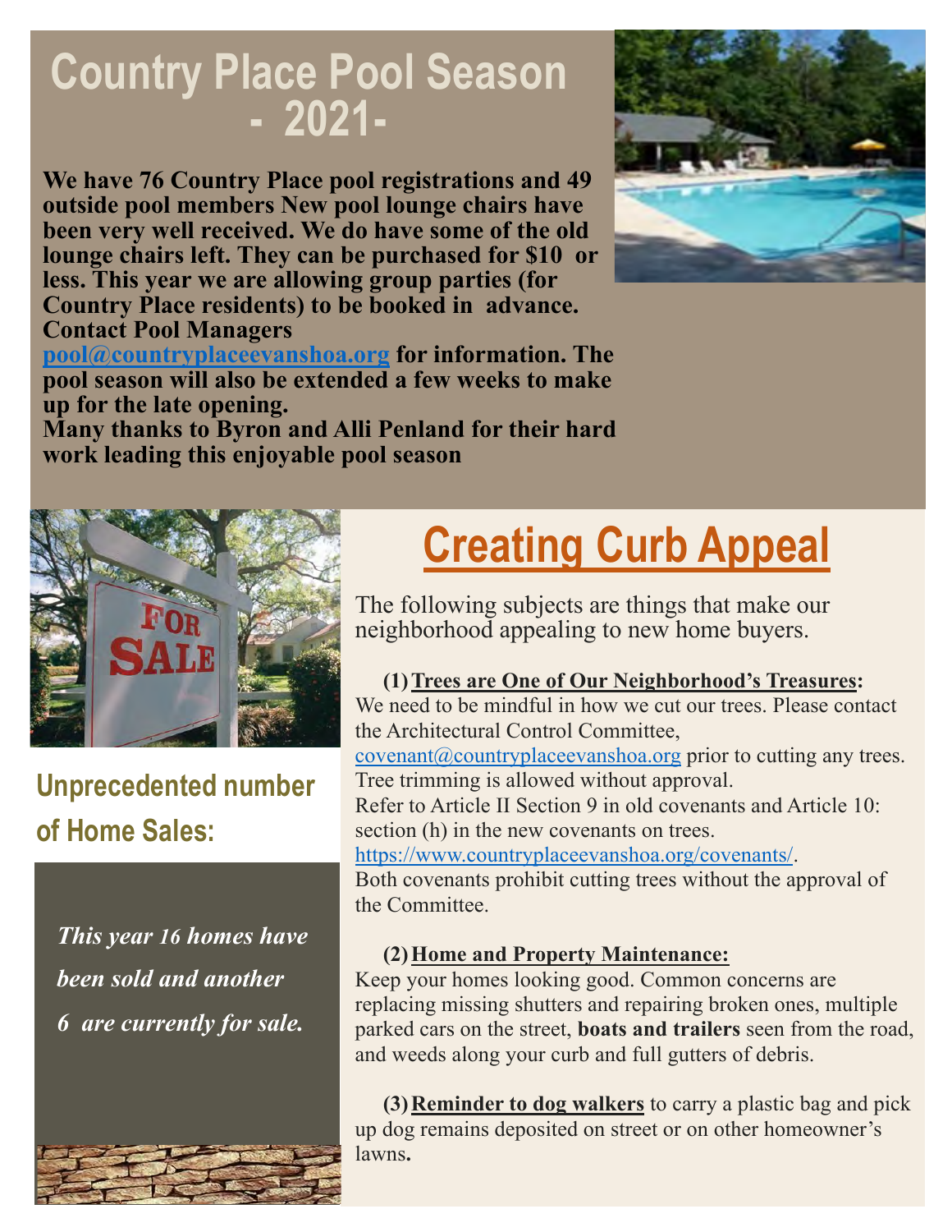# Country Place Pool Season - 2021-

**We have 76 Country Place pool registrations and 49 outside pool members New pool lounge chairs have been very well received. We do have some of the old lounge chairs left. They can be purchased for $10 or less. This year we are allowing group parties (for Country Place residents) to be booked in advance. Contact Pool Managers [pool@countryplaceevanshoa.org](mailto:pool@countryplaceevanshoa.org) for information. The pool season will also be extended a few weeks to make up for the late opening.**

**Many thanks to Byron and Alli Penland for their hard work leading this enjoyable pool season**

## Unprecedented number of Home Sales:

*This year 16 homes have been sold and another 6 are currently for sale.*

# Creating Curb Appeal

The following subjects are things that make our neighborhood appealing to new home buyers.

**(1) Trees are One of Our Neighborhood's Treasures:** We need to be mindful in how we cut our trees. Please contact the Architectural Control Committee, [covenant@countryplaceevanshoa.org](mailto:covenant@countryplaceevanshoa.org) prior to cutting any trees. Tree trimming is allowed without approval.
Refer to Article II Section 9 in old covenants and Article 10: section (h) in the new covenants on trees. https://www.countryplaceevanshoa.org/covenants/.
Both covenants prohibit cutting trees without the approval of the Committee.

**(2) Home and Property Maintenance:** Keep your homes looking good. Common concerns are replacing missing shutters and repairing broken ones, multiple parked cars on the street, **boats and trailers** seen from the road, and weeds along your curb and full gutters of debris.

**(3) Reminder to dog walkers** to carry a plastic bag and pick up dog remains deposited on street or on other homeowner's lawns**.**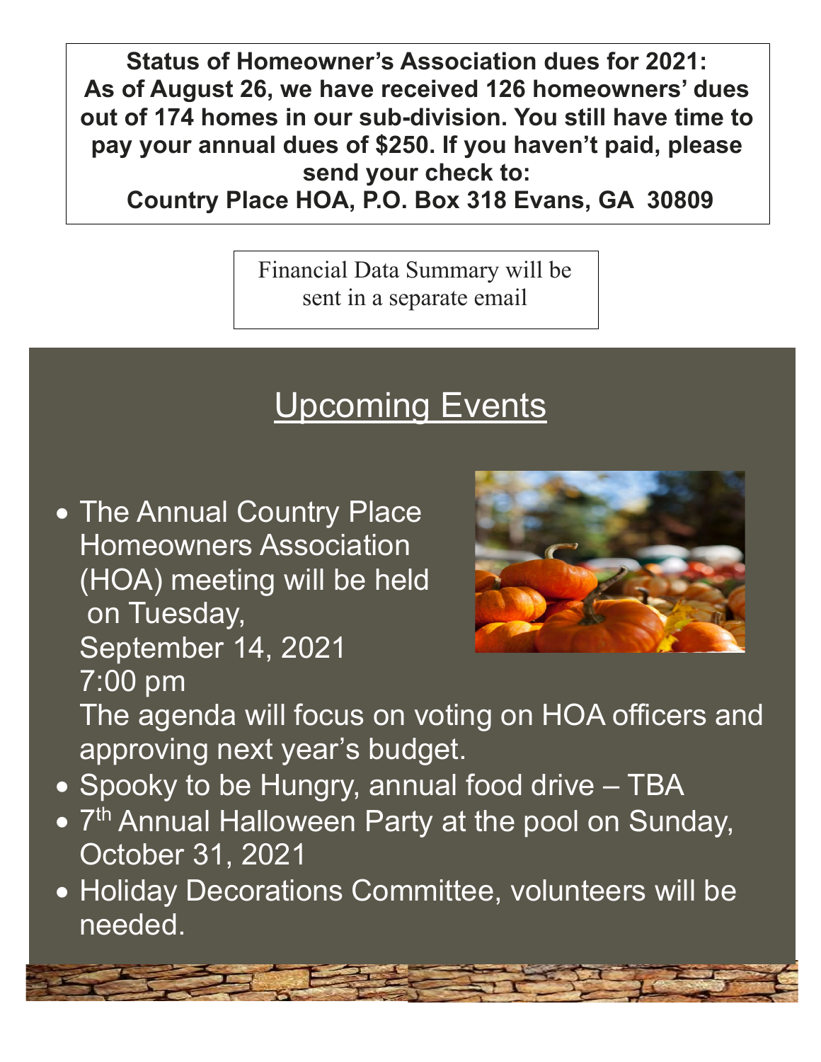**Status of Homeowner's Association dues for 2021:**
**As of August 26, we have received 126 homeowners' dues out of 174 homes in our sub-division. You still have time to pay your annual dues of $250. If you haven't paid, please send your check to:**
**Country Place HOA, P.O. Box 318 Evans, GA 30809**

Financial Data Summary will be sent in a separate email

## Upcoming Events

- The Annual Country Place Homeowners Association (HOA) meeting will be held on Tuesday, September 14, 2021 7:00 pm
  The agenda will focus on voting on HOA officers and approving next year's budget.
- Spooky to be Hungry, annual food drive – TBA
- 7th Annual Halloween Party at the pool on Sunday, October 31, 2021
- Holiday Decorations Committee, volunteers will be needed.